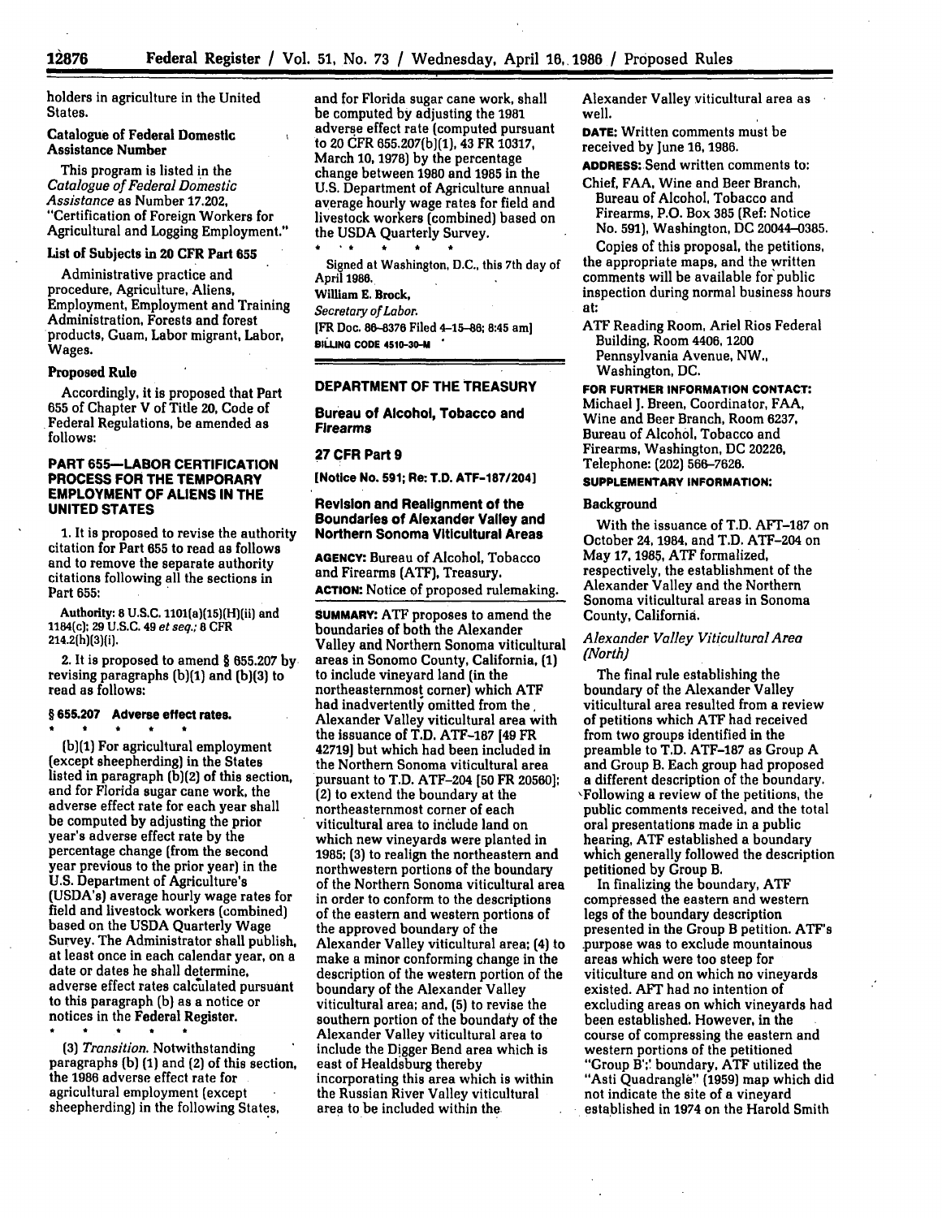holders in agriculture in the United States.

### Catalogue of Federal Domestic Assistance Number

This program is listed in the *Catalogue of Federal Domestic Assistance* as Number 17.202, "Certification of Foreign Workers for Agricultural and Logging Employment."

### List of Subjects in 20 CFR Part 655

Administrative practice and procedure, Agriculture, Aliens, Employment, Employment and Training Administration, Forests and forest products, Guam, Labor migrant, Labor, Wages.

### Proposed Rule

Accordingly, it is proposed that Part 655 of Chapter V of Title 20, Code of Federal Regulations, be amended as follows:

## PART 655—LABOR CERTIFICATION PROCESS FOR THE TEMPORARY EMPLOYMENT OF ALIENS IN THE UNITED STATES

1. It is proposed to revise the authority citation for Part 655 to read as follows and to remove the separate authority citations following all the sections in Part 655:

Authority: 8 U.S.C. 1101(a)(15)(H)(ii) and 1184(c); 29 U.S.C. 49 *et seq.*; 8 CFR 214.2(h)(3)(i).

2. It is proposed to amend § 655.207 by revising paragraphs (b)(1) and (b)(3) to read as follows:

### § 655.207 Adverse effect rates.

\* \* \* \* \*

(b)(1) For agricultural employment (except sheepherding) in the States listed in paragraph (b)(2) of this section, and for Florida sugar cane work, the adverse effect rate for each year shall be computed by adjusting the prior year's adverse effect rate by the percentage change (from the second year previous to the prior year) in the U.S. Department of Agriculture's (USDA's) average hourly wage rates for field and livestock workers (combined) based on the USDA Quarterly Wage Survey. The Administrator shall publish, at least once in each calendar year, on a date or dates he shall determine, adverse effect rates calculated pursuant to this paragraph (b) as a notice or notices in the Federal Register.

\* \* \* \* \*

(3) *Transition.* Notwithstanding paragraphs (b) (1) and (2) of this section, the 1986 adverse effect rate for agricultural employment (except sheepherding) in the following States, and for Florida sugar cane work, shall be computed by adjusting the 1981 adverse effect rate (computed pursuant to 20 CFR 655.207(b)(1), 43 FR 10317, March 10, 1978) by the percentage change between 1980 and 1985 in the U.S. Department of Agriculture annual average hourly wage rates for field and livestock workers (combined) based on the USDA Quarterly Survey.

\* \* \* \* \*

Signed at Washington, D.C., this 7th day of April 1986.

William E. Brock,

*Secretary of Labor.*

[FR Doc. 86-8376 Filed 4-15-86; 8:45 am]

BILLING CODE 4510-30-M

## DEPARTMENT OF THE TREASURY

## Bureau of Alcohol, Tobacco and Firearms

## 27 CFR Part 9

**[Notice No. 591; Re: T.D. ATF-187/204]**

## Revision and Realignment of the Boundaries of Alexander Valley and Northern Sonoma Viticultural Areas

**AGENCY:** Bureau of Alcohol, Tobacco and Firearms (ATF), Treasury.

**ACTION:** Notice of proposed rulemaking.

**SUMMARY:** ATF proposes to amend the boundaries of both the Alexander Valley and Northern Sonoma viticultural areas in Sonomo County, California, (1) to include vineyard land (in the northeasternmost corner) which ATF had inadvertently omitted from the Alexander Valley viticultural area with the issuance of T.D. ATF-187 [49 FR 42719] but which had been included in the Northern Sonoma viticultural area pursuant to T.D. ATF-204 [50 FR 20560]; (2) to extend the boundary at the northeasternmost corner of each viticultural area to include land on which new vineyards were planted in 1985; (3) to realign the northeastern and northwestern portions of the boundary of the Northern Sonoma viticultural area in order to conform to the descriptions of the eastern and western portions of the approved boundary of the Alexander Valley viticultural area; (4) to make a minor conforming change in the description of the western portion of the boundary of the Alexander Valley viticultural area; and, (5) to revise the southern portion of the boundary of the Alexander Valley viticultural area to include the Digger Bend area which is east of Healdsburg thereby incorporating this area which is within the Russian River Valley viticultural area to be included within the Alexander Valley viticultural area as well.

**DATE:** Written comments must be received by June 16, 1986.

**ADDRESS:** Send written comments to: Chief, FAA, Wine and Beer Branch, Bureau of Alcohol, Tobacco and Firearms, P.O. Box 385 (Ref: Notice No. 591), Washington, DC 20044-0385.

Copies of this proposal, the petitions, the appropriate maps, and the written comments will be available for public inspection during normal business hours at:

ATF Reading Room, Ariel Rios Federal Building, Room 4406, 1200 Pennsylvania Avenue, NW., Washington, DC.

**FOR FURTHER INFORMATION CONTACT:** Michael J. Breen, Coordinator, FAA, Wine and Beer Branch, Room 6237, Bureau of Alcohol, Tobacco and Firearms, Washington, DC 20226, Telephone: (202) 566-7626.

**SUPPLEMENTARY INFORMATION:**

### Background

With the issuance of T.D. AFT-187 on October 24, 1984, and T.D. ATF-204 on May 17, 1985, ATF formalized, respectively, the establishment of the Alexander Valley and the Northern Sonoma viticultural areas in Sonoma County, California.

### *Alexander Valley Viticultural Area (North)*

The final rule establishing the boundary of the Alexander Valley viticultural area resulted from a review of petitions which ATF had received from two groups identified in the preamble to T.D. ATF-187 as Group A and Group B. Each group had proposed a different description of the boundary. Following a review of the petitions, the public comments received, and the total oral presentations made in a public hearing, ATF established a boundary which generally followed the description petitioned by Group B.

In finalizing the boundary, ATF compressed the eastern and western legs of the boundary description presented in the Group B petition. ATF's purpose was to exclude mountainous areas which were too steep for viticulture and on which no vineyards existed. AFT had no intention of excluding areas on which vineyards had been established. However, in the course of compressing the eastern and western portions of the petitioned "Group B" boundary, ATF utilized the "Asti Quadrangle" (1959) map which did not indicate the site of a vineyard established in 1974 on the Harold Smith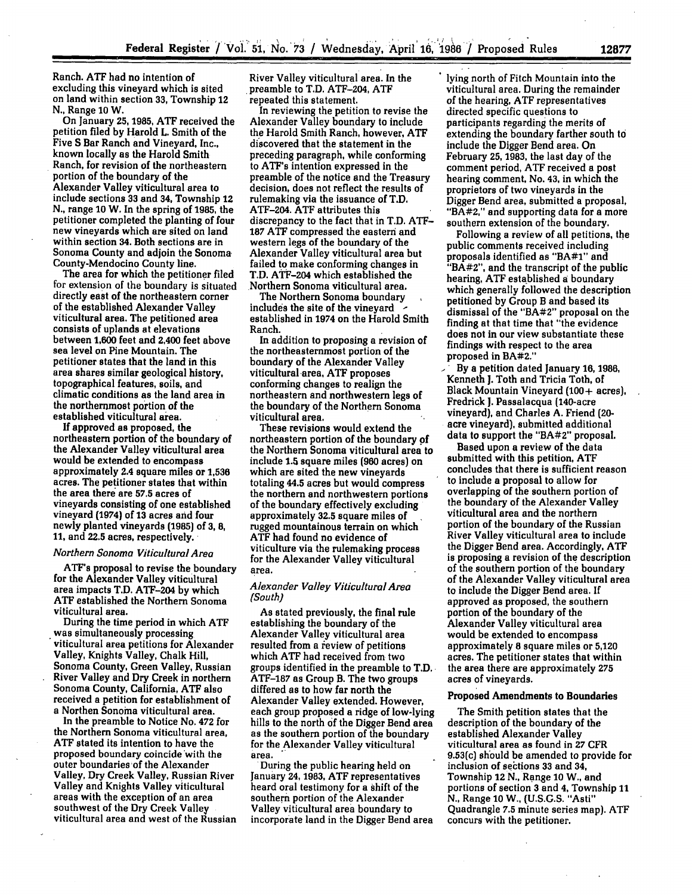Ranch. ATF had no intention of excluding this vineyard which is sited on land within section 33, Township 12 N., Range 10 W.

On January 25, 1985, ATF received the petition filed by Harold L. Smith of the Five S Bar Ranch and Vineyard, Inc., known locally as the Harold Smith Ranch, for revision of the northeastern portion of the boundary of the Alexander Valley viticultural area to include sections 33 and 34, Township 12 N., range 10 W. In the spring of 1985, the petitioner completed the planting of four new vineyards which are sited on land within section 34. Both sections are in Sonoma County and adjoin the Sonoma County-Mendocino County line.

The area for which the petitioner filed for extension of the boundary is situated directly east of the northeastern corner of the established Alexander Valley viticultural area. The petitioned area consists of uplands at elevations between 1,600 feet and 2,400 feet above sea level on Pine Mountain. The petitioner states that the land in this area shares similar geological history, topographical features, soils, and climatic conditions as the land area in the northernmost portion of the established viticultural area.

If approved as proposed, the northeastern portion of the boundary of the Alexander Valley viticultural area would be extended to encompass approximately 2.4 square miles or 1,536 acres. The petitioner states that within the area there are 57.5 acres of vineyards consisting of one established vineyard (1974) of 13 acres and four newly planted vineyards (1985) of 3, 8, 11, and 22.5 acres, respectively.

*Northern Sonoma Viticultural Area*

ATF's proposal to revise the boundary for the Alexander Valley viticultural area impacts T.D. ATF–204 by which ATF established the Northern Sonoma viticultural area.

During the time period in which ATF was simultaneously processing viticultural area petitions for Alexander Valley, Knights Valley, Chalk Hill, Sonoma County, Green Valley, Russian River Valley and Dry Creek in northern Sonoma County, California, ATF also received a petition for establishment of a Northen Sonoma viticultural area.

In the preamble to Notice No. 472 for the Northern Sonoma viticultural area, ATF stated its intention to have the proposed boundary coincide with the outer boundaries of the Alexander Valley, Dry Creek Valley, Russian River Valley and Knights Valley viticultural areas with the exception of an area southwest of the Dry Creek Valley viticultural area and west of the Russian River Valley viticultural area. In the preamble to T.D. ATF–204, ATF repeated this statement.

In reviewing the petition to revise the Alexander Valley boundary to include the Harold Smith Ranch, however, ATF discovered that the statement in the preceding paragraph, while conforming to ATF's intention expressed in the preamble of the notice and the Treasury decision, does not reflect the results of rulemaking via the issuance of T.D. ATF–204. ATF attributes this discrepancy to the fact that in T.D. ATF–187 ATF compressed the eastern and western legs of the boundary of the Alexander Valley viticultural area but failed to make conforming changes in T.D. ATF–204 which established the Northern Sonoma viticultural area.

The Northern Sonoma boundary includes the site of the vineyard established in 1974 on the Harold Smith Ranch.

In addition to proposing a revision of the northeasternmost portion of the boundary of the Alexander Valley viticultural area, ATF proposes conforming changes to realign the northeastern and northwestern legs of the boundary of the Northern Sonoma viticultural area.

These revisions would extend the northeastern portion of the boundary of the Northern Sonoma viticultural area to include 1.5 square miles (960 acres) on which are sited the new vineyards totaling 44.5 acres but would compress the northern and northwestern portions of the boundary effectively excluding approximately 32.5 square miles of rugged mountainous terrain on which ATF had found no evidence of viticulture via the rulemaking process for the Alexander Valley viticultural area.

*Alexander Valley Viticultural Area (South)*

As stated previously, the final rule establishing the boundary of the Alexander Valley viticultural area resulted from a review of petitions which ATF had received from two groups identified in the preamble to T.D. ATF–187 as Group B. The two groups differed as to how far north the Alexander Valley extended. However, each group proposed a ridge of low-lying hills to the north of the Digger Bend area as the southern portion of the boundary for the Alexander Valley viticultural area.

During the public hearing held on January 24, 1983, ATF representatives heard oral testimony for a shift of the southern portion of the Alexander Valley viticultural area boundary to incorporate land in the Digger Bend area lying north of Fitch Mountain into the viticultural area. During the remainder of the hearing, ATF representatives directed specific questions to participants regarding the merits of extending the boundary farther south to include the Digger Bend area. On February 25, 1983, the last day of the comment period, ATF received a post hearing comment, No. 43, in which the proprietors of two vineyards in the Digger Bend area, submitted a proposal, "BA#2," and supporting data for a more southern extension of the boundary.

Following a review of all petitions, the public comments received including proposals identified as "BA#1" and "BA#2", and the transcript of the public hearing, ATF established a boundary which generally followed the description petitioned by Group B and based its dismissal of the "BA#2" proposal on the finding at that time that "the evidence does not in our view substantiate these findings with respect to the area proposed in BA#2."

By a petition dated January 16, 1986, Kenneth J. Toth and Tricia Toth, of Black Mountain Vineyard (100+ acres), Fredrick J. Passalacqua (140-acre vineyard), and Charles A. Friend (20-acre vineyard), submitted additional data to support the "BA#2" proposal.

Based upon a review of the data submitted with this petition, ATF concludes that there is sufficient reason to include a proposal to allow for overlapping of the southern portion of the boundary of the Alexander Valley viticultural area and the northern portion of the boundary of the Russian River Valley viticultural area to include the Digger Bend area. Accordingly, ATF is proposing a revision of the description of the southern portion of the boundary of the Alexander Valley viticultural area to include the Digger Bend area. If approved as proposed, the southern portion of the boundary of the Alexander Valley viticultural area would be extended to encompass approximately 8 square miles or 5,120 acres. The petitioner states that within the area there are approximately 275 acres of vineyards.

**Proposed Amendments to Boundaries**

The Smith petition states that the description of the boundary of the established Alexander Valley viticultural area as found in 27 CFR 9.53(c) should be amended to provide for inclusion of sections 33 and 34, Township 12 N., Range 10 W., and portions of section 3 and 4, Township 11 N., Range 10 W., (U.S.G.S. "Asti" Quadrangle 7.5 minute series map). ATF concurs with the petitioner.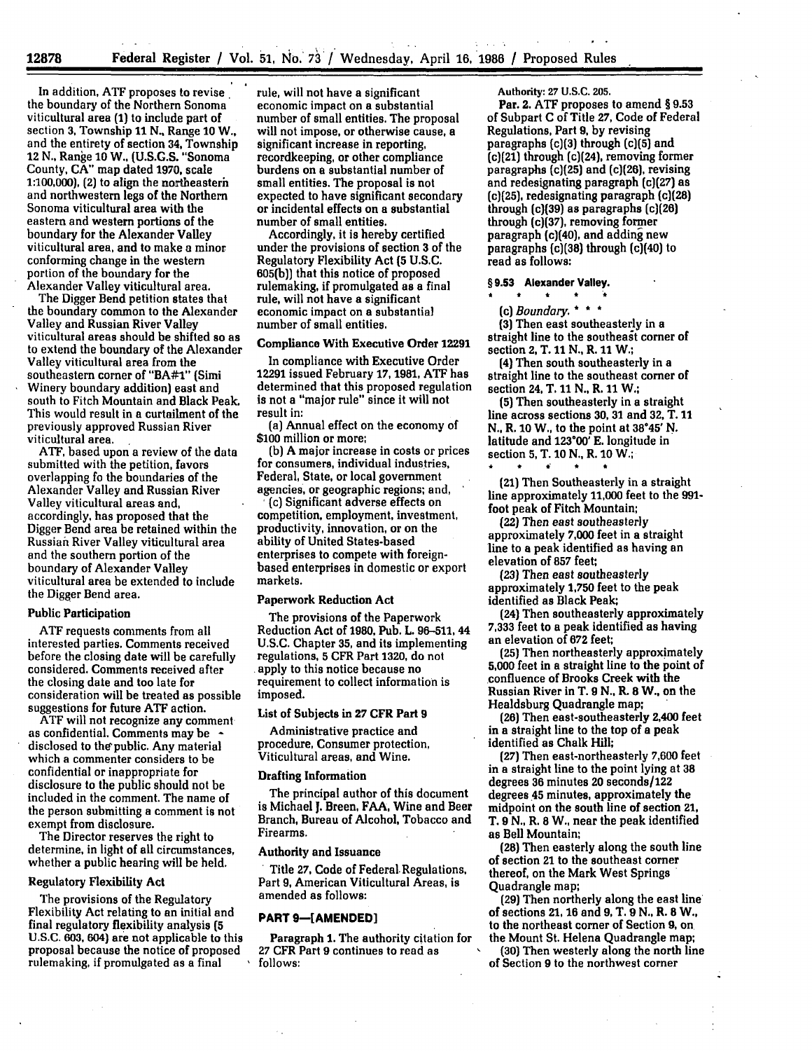In addition, ATF proposes to revise the boundary of the Northern Sonoma viticultural area (1) to include part of section 3, Township 11 N., Range 10 W., and the entirety of section 34, Township 12 N., Range 10 W., (U.S.G.S. "Sonoma County, CA" map dated 1970, scale 1:100,000), (2) to align the northeastern and northwestern legs of the Northern Sonoma viticultural area with the eastern and western portions of the boundary for the Alexander Valley viticultural area, and to make a minor conforming change in the western portion of the boundary for the Alexander Valley viticultural area.

The Digger Bend petition states that the boundary common to the Alexander Valley and Russian River Valley viticultural areas should be shifted so as to extend the boundary of the Alexander Valley viticultural area from the southeastern corner of "BA#1" (Simi Winery boundary addition) east and south to Fitch Mountain and Black Peak. This would result in a curtailment of the previously approved Russian River viticultural area.

ATF, based upon a review of the data submitted with the petition, favors overlapping fo the boundaries of the Alexander Valley and Russian River Valley viticultural areas and, accordingly, has proposed that the Digger Bend area be retained within the Russian River Valley viticultural area and the southern portion of the boundary of Alexander Valley viticultural area be extended to include the Digger Bend area.

### Public Participation

ATF requests comments from all interested parties. Comments received before the closing date will be carefully considered. Comments received after the closing date and too late for consideration will be treated as possible suggestions for future ATF action.

ATF will not recognize any comment as confidential. Comments may be disclosed to the public. Any material which a commenter considers to be confidential or inappropriate for disclosure to the public should not be included in the comment. The name of the person submitting a comment is not exempt from disclosure.

The Director reserves the right to determine, in light of all circumstances, whether a public hearing will be held.

### Regulatory Flexibility Act

The provisions of the Regulatory Flexibility Act relating to an initial and final regulatory flexibility analysis (5 U.S.C. 603, 604) are not applicable to this proposal because the notice of proposed rulemaking, if promulgated as a final rule, will not have a significant economic impact on a substantial number of small entities. The proposal will not impose, or otherwise cause, a significant increase in reporting, recordkeeping, or other compliance burdens on a substantial number of small entities. The proposal is not expected to have significant secondary or incidental effects on a substantial number of small entities.

Accordingly, it is hereby certified under the provisions of section 3 of the Regulatory Flexibility Act (5 U.S.C. 605(b)) that this notice of proposed rulemaking, if promulgated as a final rule, will not have a significant economic impact on a substantial number of small entities.

### Compliance With Executive Order 12291

In compliance with Executive Order 12291 issued February 17, 1981, ATF has determined that this proposed regulation is not a "major rule" since it will not result in:

(a) Annual effect on the economy of $100 million or more;

(b) A major increase in costs or prices for consumers, individual industries, Federal, State, or local government agencies, or geographic regions; and,

(c) Significant adverse effects on competition, employment, investment, productivity, innovation, or on the ability of United States-based enterprises to compete with foreign-based enterprises in domestic or export markets.

### Paperwork Reduction Act

The provisions of the Paperwork Reduction Act of 1980, Pub. L. 96-511, 44 U.S.C. Chapter 35, and its implementing regulations, 5 CFR Part 1320, do not apply to this notice because no requirement to collect information is imposed.

### List of Subjects in 27 CFR Part 9

Administrative practice and procedure, Consumer protection, Viticultural areas, and Wine.

### Drafting Information

The principal author of this document is Michael J. Breen, FAA, Wine and Beer Branch, Bureau of Alcohol, Tobacco and Firearms.

### Authority and Issuance

Title 27, Code of Federal Regulations, Part 9, American Viticultural Areas, is amended as follows:

## PART 9—[AMENDED]

Paragraph 1. The authority citation for 27 CFR Part 9 continues to read as follows:

Authority: 27 U.S.C. 205.

**Par. 2.** ATF proposes to amend § 9.53 of Subpart C of Title 27, Code of Federal Regulations, Part 9, by revising paragraphs (c)(3) through (c)(5) and (c)(21) through (c)(24), removing former paragraphs (c)(25) and (c)(26), revising and redesignating paragraph (c)(27) as (c)(25), redesignating paragraph (c)(28) through (c)(39) as paragraphs (c)(26) through (c)(37), removing former paragraph (c)(40), and adding new paragraphs (c)(38) through (c)(40) to read as follows:

**§ 9.53 Alexander Valley.**

\* \* \* \* \*

(c) *Boundary.* \* \* \*

(3) Then east southeasterly in a straight line to the southeast corner of section 2, T. 11 N., R. 11 W.;

(4) Then south southeasterly in a straight line to the southeast corner of section 24, T. 11 N., R. 11 W.;

(5) Then southeasterly in a straight line across sections 30, 31 and 32, T. 11 N., R. 10 W., to the point at 38°45′ N. latitude and 123°00′ E. longitude in section 5, T. 10 N., R. 10 W.;

\* \* \* \* \*

(21) Then Southeasterly in a straight line approximately 11,000 feet to the 991-foot peak of Fitch Mountain;

(22) Then east southeasterly approximately 7,000 feet in a straight line to a peak identified as having an elevation of 857 feet;

(23) Then east southeasterly approximately 1,750 feet to the peak identified as Black Peak;

(24) Then southeasterly approximately 7,333 feet to a peak identified as having an elevation of 672 feet;

(25) Then northeasterly approximately 5,000 feet in a straight line to the point of confluence of Brooks Creek with the Russian River in T. 9 N., R. 8 W., on the Healdsburg Quadrangle map;

(26) Then east-southeasterly 2,400 feet in a straight line to the top of a peak identified as Chalk Hill;

(27) Then east-northeasterly 7,600 feet in a straight line to the point lying at 38 degrees 36 minutes 20 seconds/122 degrees 45 minutes, approximately the midpoint on the south line of section 21, T. 9 N., R. 8 W., near the peak identified as Bell Mountain;

(28) Then easterly along the south line of section 21 to the southeast corner thereof, on the Mark West Springs Quadrangle map;

(29) Then northerly along the east line of sections 21, 16 and 9, T. 9 N., R. 8 W., to the northeast corner of Section 9, on the Mount St. Helena Quadrangle map;

(30) Then westerly along the north line of Section 9 to the northwest corner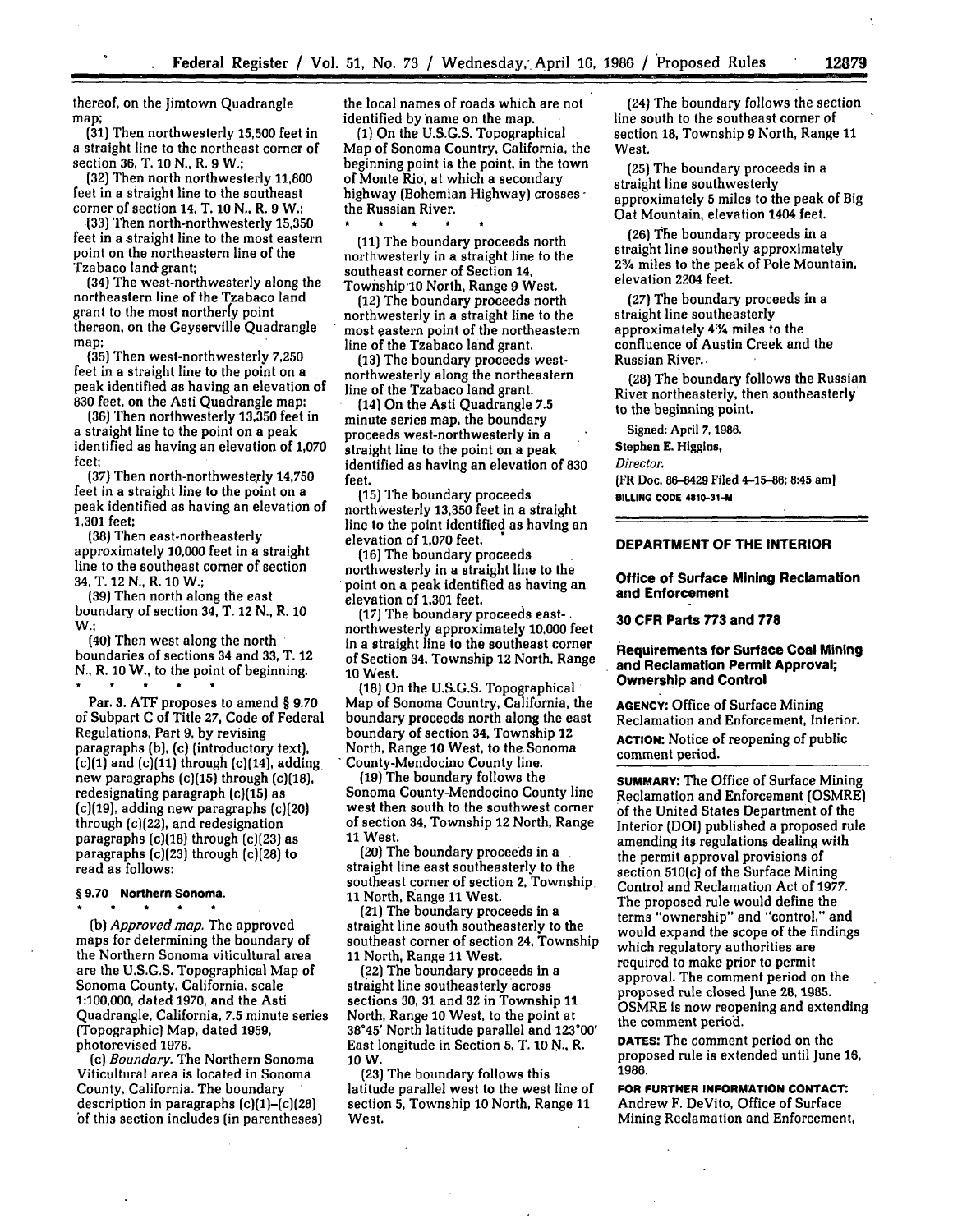thereof, on the Jimtown Quadrangle map;

(31) Then northwesterly 15,500 feet in a straight line to the northeast corner of section 36, T. 10 N., R. 9 W.;

(32) Then north northwesterly 11,800 feet in a straight line to the southeast corner of section 14, T. 10 N., R. 9 W.;

(33) Then north-northwesterly 15,350 feet in a straight line to the most eastern point on the northeastern line of the Tzabaco land grant;

(34) The west-northwesterly along the northeastern line of the Tzabaco land grant to the most northerly point thereon, on the Geyserville Quadrangle map;

(35) Then west-northwesterly 7,250 feet in a straight line to the point on a peak identified as having an elevation of 830 feet, on the Asti Quadrangle map;

(36) Then northwesterly 13,350 feet in a straight line to the point on a peak identified as having an elevation of 1,070 feet;

(37) Then north-northwesterly 14,750 feet in a straight line to the point on a peak identified as having an elevation of 1,301 feet;

(38) Then east-northeasterly approximately 10,000 feet in a straight line to the southeast corner of section 34, T. 12 N., R. 10 W.;

(39) Then north along the east boundary of section 34, T. 12 N., R. 10 W.;

(40) Then west along the north boundaries of sections 34 and 33, T. 12 N., R. 10 W., to the point of beginning.

\* \* \* \* \*

Par. 3. ATF proposes to amend § 9.70 of Subpart C of Title 27, Code of Federal Regulations, Part 9, by revising paragraphs (b), (c) (introductory text), (c)(1) and (c)(11) through (c)(14), adding new paragraphs (c)(15) through (c)(18), redesignating paragraph (c)(15) as (c)(19), adding new paragraphs (c)(20) through (c)(22), and redesignation paragraphs (c)(18) through (c)(23) as paragraphs (c)(23) through (c)(28) to read as follows:

### § 9.70 Northern Sonoma.

\* \* \* \* \*

(b) *Approved map.* The approved maps for determining the boundary of the Northern Sonoma viticultural area are the U.S.G.S. Topographical Map of Sonoma County, California, scale 1:100,000, dated 1970, and the Asti Quadrangle, California, 7.5 minute series (Topographic) Map, dated 1959, photorevised 1978.

(c) *Boundary.* The Northern Sonoma Viticultural area is located in Sonoma County, California. The boundary description in paragraphs (c)(1)–(c)(28) of this section includes (in parentheses) the local names of roads which are not identified by name on the map.

(1) On the U.S.G.S. Topographical Map of Sonoma Country, California, the beginning point is the point, in the town of Monte Rio, at which a secondary highway (Bohemian Highway) crosses the Russian River.

\* \* \* \* \*

(11) The boundary proceeds north northwesterly in a straight line to the southeast corner of Section 14, Township 10 North, Range 9 West.

(12) The boundary proceeds north northwesterly in a straight line to the most eastern point of the northeastern line of the Tzabaco land grant.

(13) The boundary proceeds west-northwesterly along the northeastern line of the Tzabaco land grant.

(14) On the Asti Quadrangle 7.5 minute series map, the boundary proceeds west-northwesterly in a straight line to the point on a peak identified as having an elevation of 830 feet.

(15) The boundary proceeds northwesterly 13,350 feet in a straight line to the point identified as having an elevation of 1,070 feet.

(16) The boundary proceeds northwesterly in a straight line to the point on a peak identified as having an elevation of 1,301 feet.

(17) The boundary proceeds east-northwesterly approximately 10,000 feet in a straight line to the southeast corner of Section 34, Township 12 North, Range 10 West.

(18) On the U.S.G.S. Topographical Map of Sonoma Country, California, the boundary proceeds north along the east boundary of section 34, Township 12 North, Range 10 West, to the Sonoma County-Mendocino County line.

(19) The boundary follows the Sonoma County-Mendocino County line west then south to the southwest corner of section 34, Township 12 North, Range 11 West.

(20) The boundary proceeds in a straight line east southeasterly to the southeast corner of section 2, Township 11 North, Range 11 West.

(21) The boundary proceeds in a straight line south southeasterly to the southeast corner of section 24, Township 11 North, Range 11 West.

(22) The boundary proceeds in a straight line southeasterly across sections 30, 31 and 32 in Township 11 North, Range 10 West, to the point at 38°45' North latitude parallel and 123°00' East longitude in Section 5, T. 10 N., R. 10 W.

(23) The boundary follows this latitude parallel west to the west line of section 5, Township 10 North, Range 11 West.

(24) The boundary follows the section line south to the southeast corner of section 18, Township 9 North, Range 11 West.

(25) The boundary proceeds in a straight line southwesterly approximately 5 miles to the peak of Big Oat Mountain, elevation 1404 feet.

(26) The boundary proceeds in a straight line southerly approximately 2¾ miles to the peak of Pole Mountain, elevation 2204 feet.

(27) The boundary proceeds in a straight line southeasterly approximately 4¾ miles to the confluence of Austin Creek and the Russian River.

(28) The boundary follows the Russian River northeasterly, then southeasterly to the beginning point.

Signed: April 7, 1986.

**Stephen E. Higgins,**

*Director.*

[FR Doc. 86-8429 Filed 4-15-86; 8:45 am]

BILLING CODE 4810-31-M

## DEPARTMENT OF THE INTERIOR

### Office of Surface Mining Reclamation and Enforcement

### 30 CFR Parts 773 and 778

### Requirements for Surface Coal Mining and Reclamation Permit Approval; Ownership and Control

**AGENCY:** Office of Surface Mining Reclamation and Enforcement, Interior.

**ACTION:** Notice of reopening of public comment period.

**SUMMARY:** The Office of Surface Mining Reclamation and Enforcement (OSMRE) of the United States Department of the Interior (DOI) published a proposed rule amending its regulations dealing with the permit approval provisions of section 510(c) of the Surface Mining Control and Reclamation Act of 1977. The proposed rule would define the terms "ownership" and "control," and would expand the scope of the findings which regulatory authorities are required to make prior to permit approval. The comment period on the proposed rule closed June 28, 1985. OSMRE is now reopening and extending the comment period.

**DATES:** The comment period on the proposed rule is extended until June 16, 1986.

**FOR FURTHER INFORMATION CONTACT:** Andrew F. DeVito, Office of Surface Mining Reclamation and Enforcement,